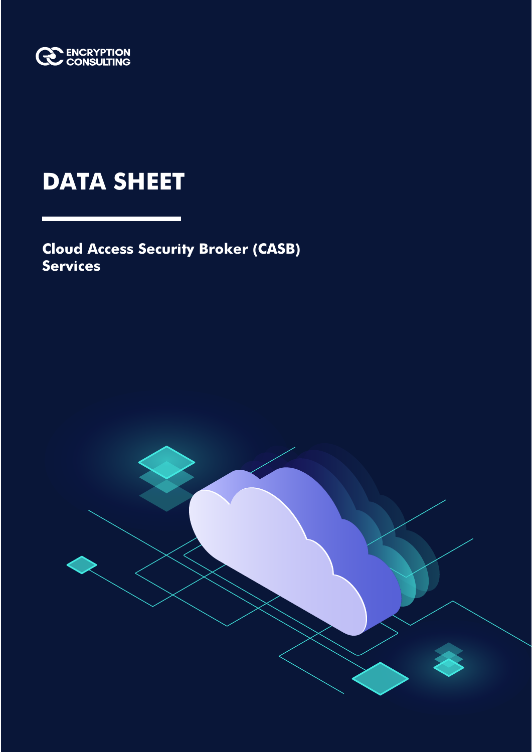ENCRYPTION CONSULTING

# DATA SHEET

## Cloud Access Security Broker (CASB) Services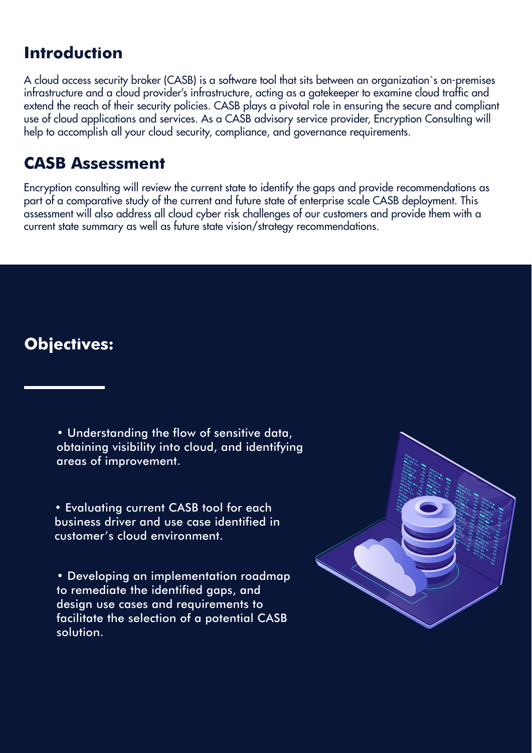## Introduction

A cloud access security broker (CASB) is a software tool that sits between an organization`s on-premises infrastructure and a cloud provider's infrastructure, acting as a gatekeeper to examine cloud traffic and extend the reach of their security policies. CASB plays a pivotal role in ensuring the secure and compliant use of cloud applications and services. As a CASB advisory service provider, Encryption Consulting will help to accomplish all your cloud security, compliance, and governance requirements.

## CASB Assessment

Encryption consulting will review the current state to identify the gaps and provide recommendations as part of a comparative study of the current and future state of enterprise scale CASB deployment. This assessment will also address all cloud cyber risk challenges of our customers and provide them with a current state summary as well as future state vision/strategy recommendations.

## Objectives:

- Understanding the flow of sensitive data, obtaining visibility into cloud, and identifying areas of improvement.
- Evaluating current CASB tool for each business driver and use case identified in customer's cloud environment.
- Developing an implementation roadmap to remediate the identified gaps, and design use cases and requirements to facilitate the selection of a potential CASB solution.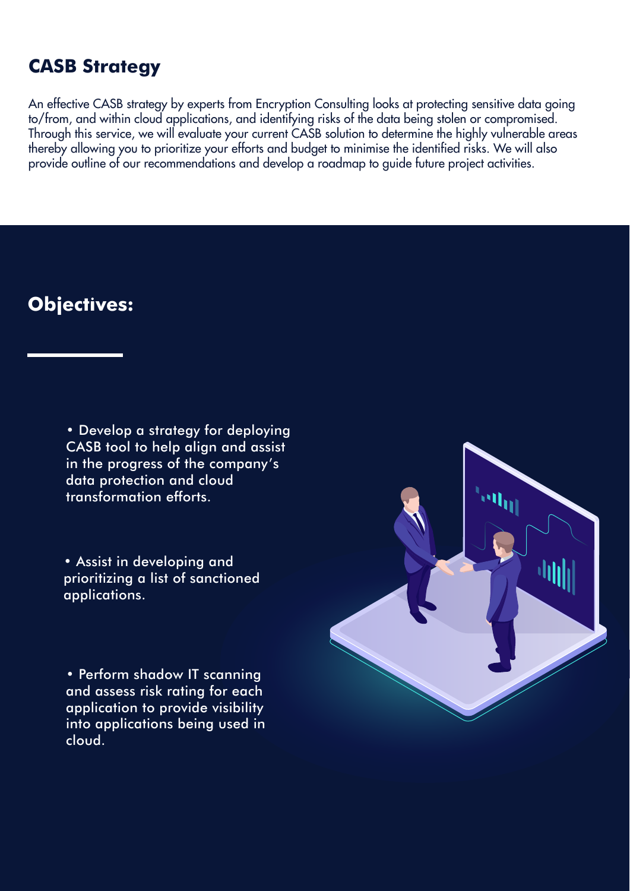## CASB Strategy

An effective CASB strategy by experts from Encryption Consulting looks at protecting sensitive data going to/from, and within cloud applications, and identifying risks of the data being stolen or compromised. Through this service, we will evaluate your current CASB solution to determine the highly vulnerable areas thereby allowing you to prioritize your efforts and budget to minimise the identified risks. We will also provide outline of our recommendations and develop a roadmap to guide future project activities.

## Objectives:

- Develop a strategy for deploying CASB tool to help align and assist in the progress of the company's data protection and cloud transformation efforts.
- Assist in developing and prioritizing a list of sanctioned applications.
- Perform shadow IT scanning and assess risk rating for each application to provide visibility into applications being used in cloud.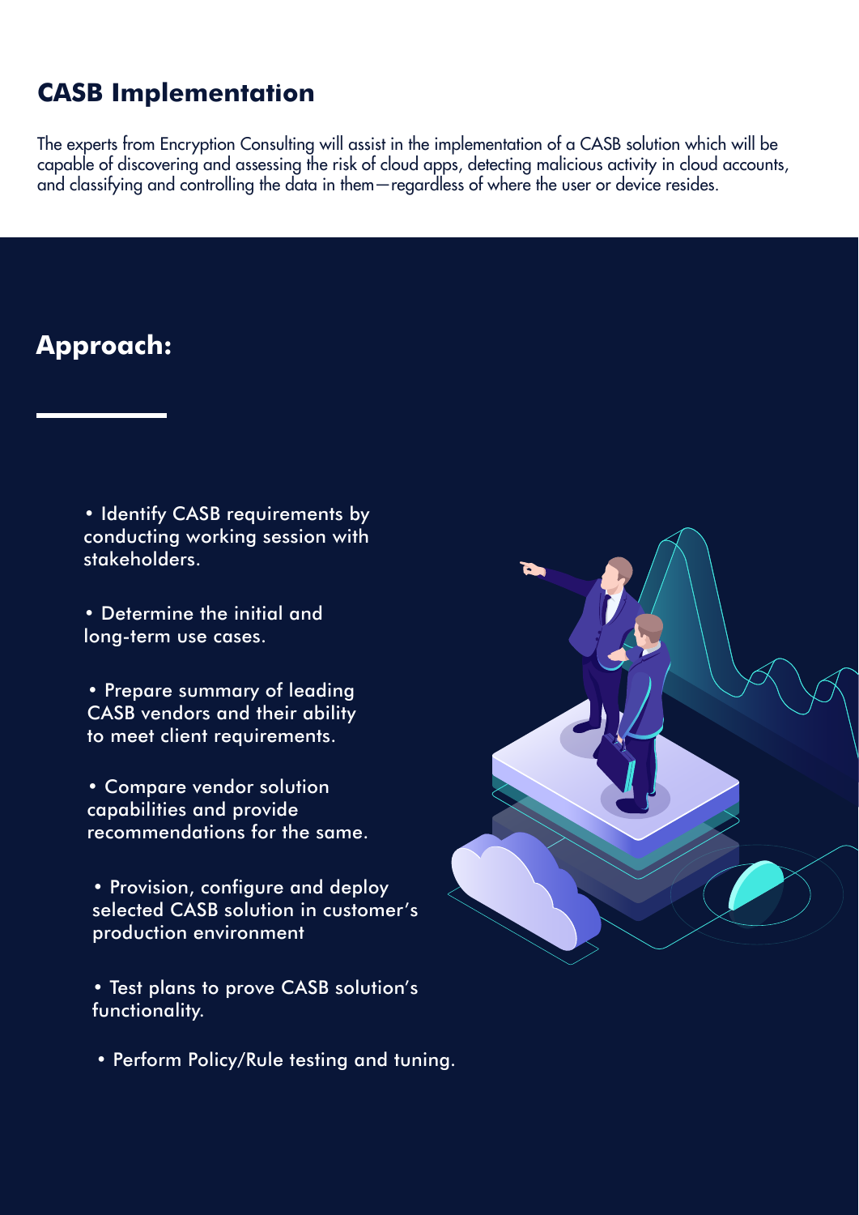## CASB Implementation

The experts from Encryption Consulting will assist in the implementation of a CASB solution which will be capable of discovering and assessing the risk of cloud apps, detecting malicious activity in cloud accounts, and classifying and controlling the data in them—regardless of where the user or device resides.

## Approach:

- Identify CASB requirements by conducting working session with stakeholders.
- Determine the initial and long-term use cases.
- Prepare summary of leading CASB vendors and their ability to meet client requirements.
- Compare vendor solution capabilities and provide recommendations for the same.
- Provision, configure and deploy selected CASB solution in customer's production environment
- Test plans to prove CASB solution's functionality.
- Perform Policy/Rule testing and tuning.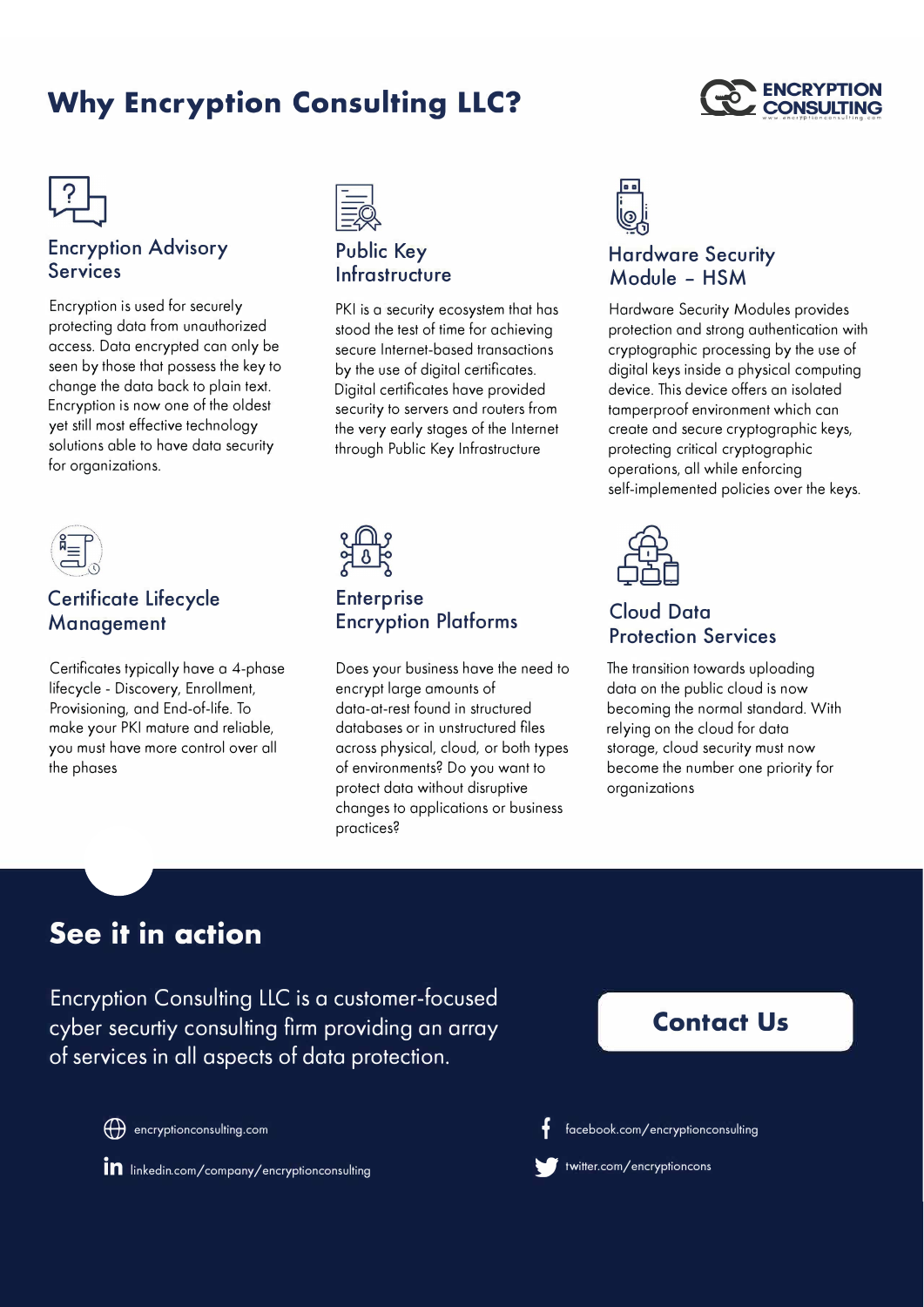# Why Encryption Consulting LLC?

### Encryption Advisory Services

Encryption is used for securely protecting data from unauthorized access. Data encrypted can only be seen by those that possess the key to change the data back to plain text. Encryption is now one of the oldest yet still most effective technology solutions able to have data security for organizations.

### Public Key Infrastructure

PKI is a security ecosystem that has stood the test of time for achieving secure Internet-based transactions by the use of digital certificates. Digital certificates have provided security to servers and routers from the very early stages of the Internet through Public Key Infrastructure

### Hardware Security Module – HSM

Hardware Security Modules provides protection and strong authentication with cryptographic processing by the use of digital keys inside a physical computing device. This device offers an isolated tamperproof environment which can create and secure cryptographic keys, protecting critical cryptographic operations, all while enforcing self-implemented policies over the keys.

### Certificate Lifecycle Management

Certificates typically have a 4-phase lifecycle - Discovery, Enrollment, Provisioning, and End-of-life. To make your PKI mature and reliable, you must have more control over all the phases

### Enterprise Encryption Platforms

Does your business have the need to encrypt large amounts of data-at-rest found in structured databases or in unstructured files across physical, cloud, or both types of environments? Do you want to protect data without disruptive changes to applications or business practices?

### Cloud Data Protection Services

The transition towards uploading data on the public cloud is now becoming the normal standard. With relying on the cloud for data storage, cloud security must now become the number one priority for organizations

## See it in action

Encryption Consulting LLC is a customer-focused cyber secutiy consulting firm providing an array of services in all aspects of data protection.

**Contact Us**

encryptionconsulting.com

linkedin.com/company/encryptionconsulting

facebook.com/encryptionconsulting

twitter.com/encryptioncons